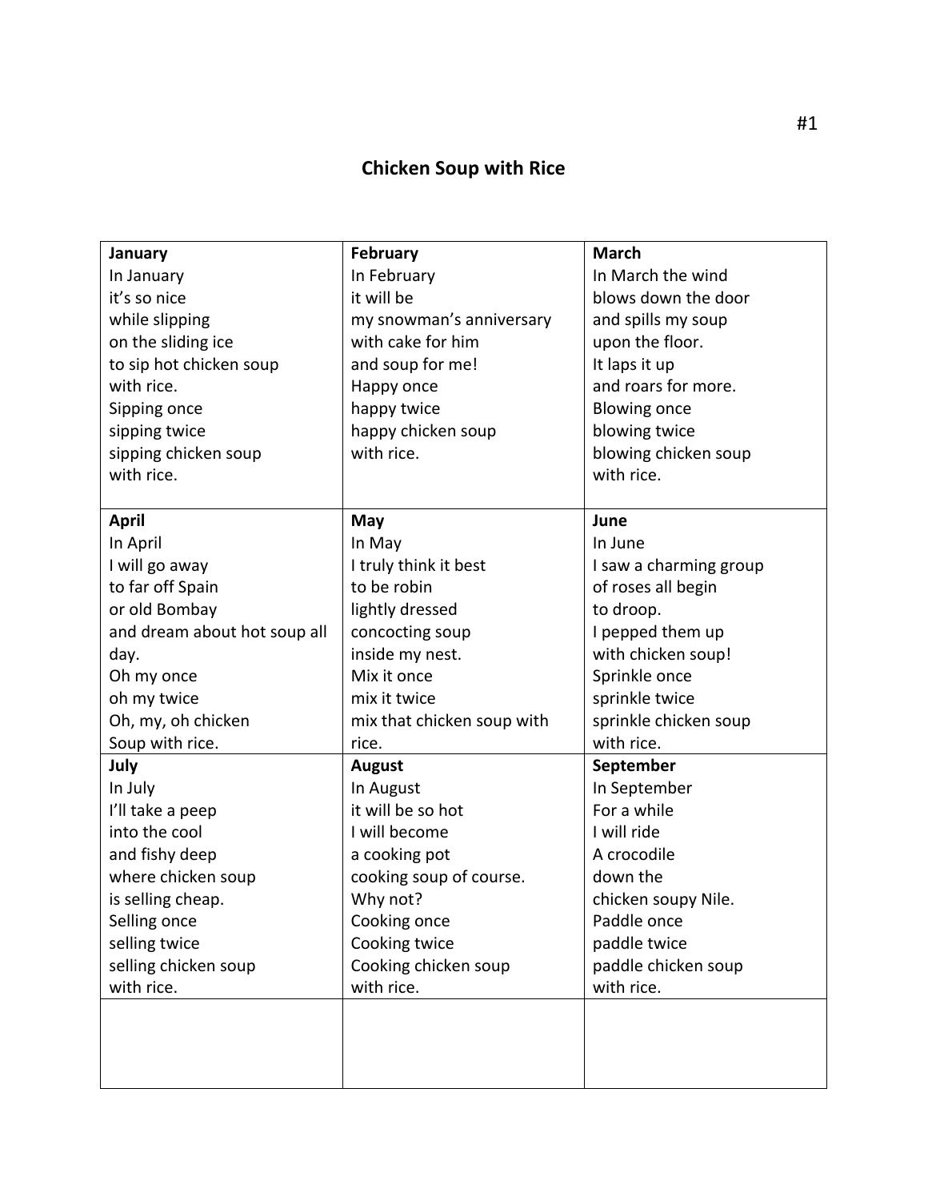#1

# Chicken Soup with Rice

| January<br>In January<br>it's so nice<br>while slipping<br>on the sliding ice<br>to sip hot chicken soup<br>with rice.<br>Sipping once<br>sipping twice<br>sipping chicken soup<br>with rice. | February<br>In February<br>it will be<br>my snowman's anniversary<br>with cake for him<br>and soup for me!<br>Happy once<br>happy twice<br>happy chicken soup<br>with rice. | March<br>In March the wind<br>blows down the door<br>and spills my soup<br>upon the floor.<br>It laps it up<br>and roars for more.<br>Blowing once<br>blowing twice<br>blowing chicken soup<br>with rice. |
|---|---|---|
| **April**<br>In April<br>I will go away<br>to far off Spain<br>or old Bombay<br>and dream about hot soup all day.<br>Oh my once<br>oh my twice<br>Oh, my, oh chicken<br>Soup with rice. | **May**<br>In May<br>I truly think it best<br>to be robin<br>lightly dressed<br>concocting soup<br>inside my nest.<br>Mix it once<br>mix it twice<br>mix that chicken soup with rice. | **June**<br>In June<br>I saw a charming group<br>of roses all begin<br>to droop.<br>I pepped them up<br>with chicken soup!<br>Sprinkle once<br>sprinkle twice<br>sprinkle chicken soup<br>with rice. |
| **July**<br>In July<br>I'll take a peep<br>into the cool<br>and fishy deep<br>where chicken soup<br>is selling cheap.<br>Selling once<br>selling twice<br>selling chicken soup<br>with rice. | **August**<br>In August<br>it will be so hot<br>I will become<br>a cooking pot<br>cooking soup of course.<br>Why not?<br>Cooking once<br>Cooking twice<br>Cooking chicken soup<br>with rice. | **September**<br>In September<br>For a while<br>I will ride<br>A crocodile<br>down the<br>chicken soupy Nile.<br>Paddle once<br>paddle twice<br>paddle chicken soup<br>with rice. |
| | | |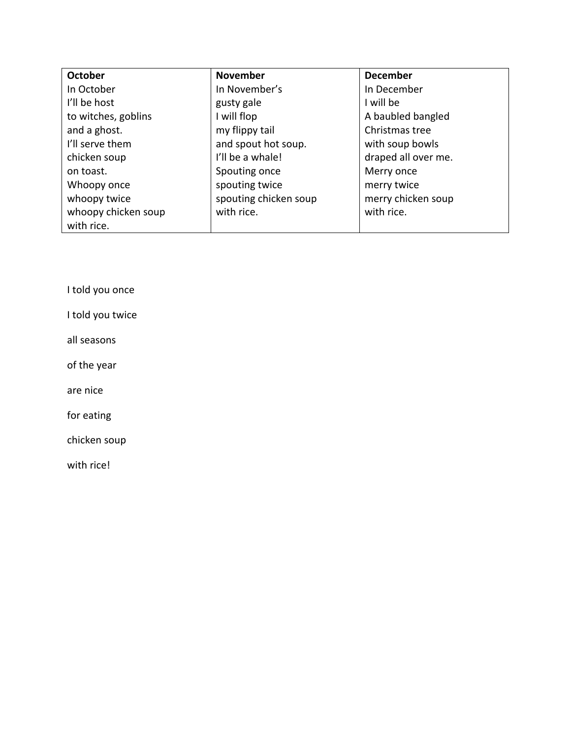| **October** | **November** | **December** |
|---|---|---|
| In October<br>I'll be host<br>to witches, goblins<br>and a ghost.<br>I'll serve them<br>chicken soup<br>on toast.<br>Whoopy once<br>whoopy twice<br>whoopy chicken soup<br>with rice. | In November's<br>gusty gale<br>I will flop<br>my flippy tail<br>and spout hot soup.<br>I'll be a whale!<br>Spouting once<br>spouting twice<br>spouting chicken soup<br>with rice. | In December<br>I will be<br>A baubled bangled<br>Christmas tree<br>with soup bowls<br>draped all over me.<br>Merry once<br>merry twice<br>merry chicken soup<br>with rice. |

I told you once

I told you twice

all seasons

of the year

are nice

for eating

chicken soup

with rice!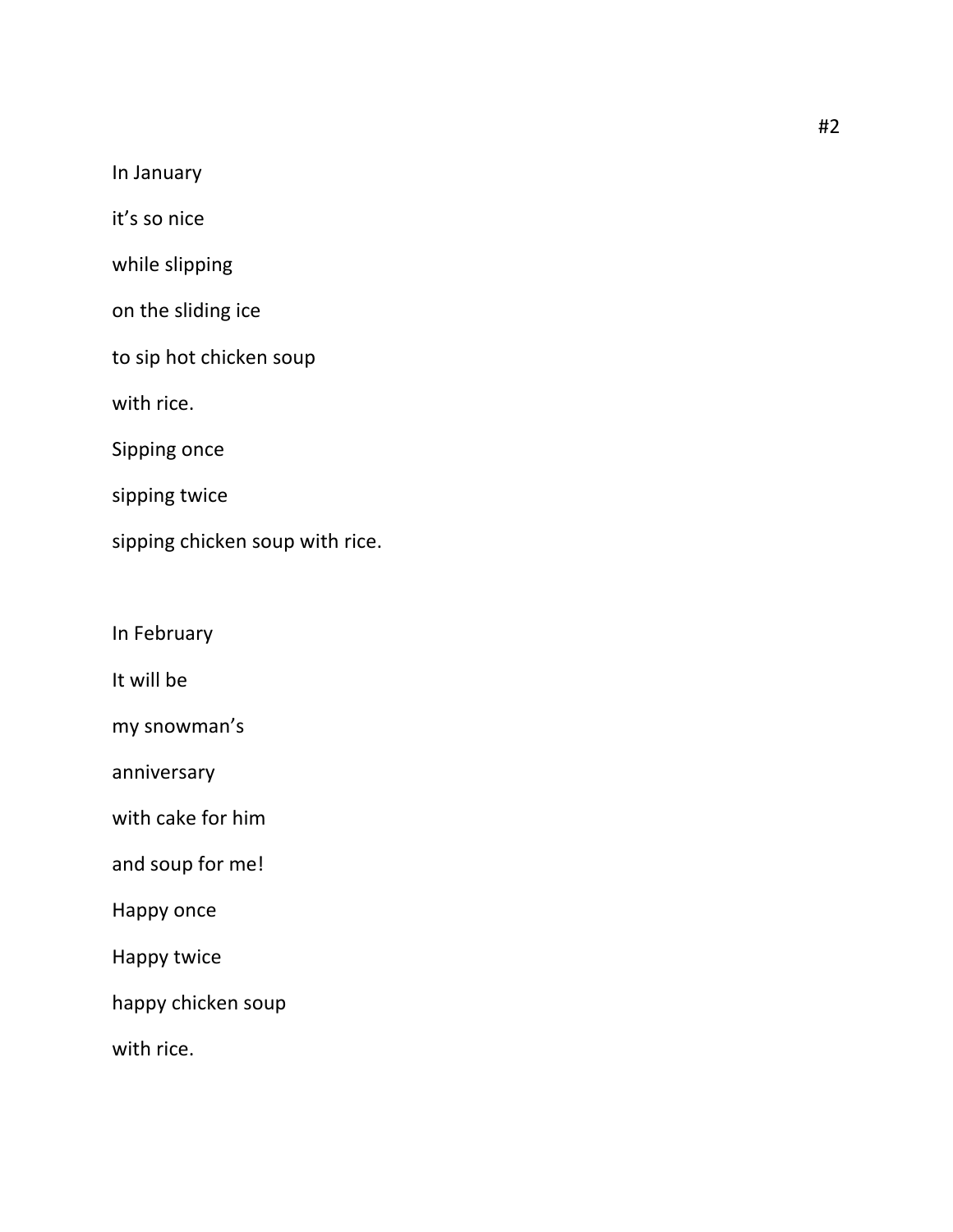#2

In January
it's so nice
while slipping
on the sliding ice
to sip hot chicken soup
with rice.
Sipping once
sipping twice
sipping chicken soup with rice.

In February
It will be
my snowman's
anniversary
with cake for him
and soup for me!
Happy once
Happy twice
happy chicken soup
with rice.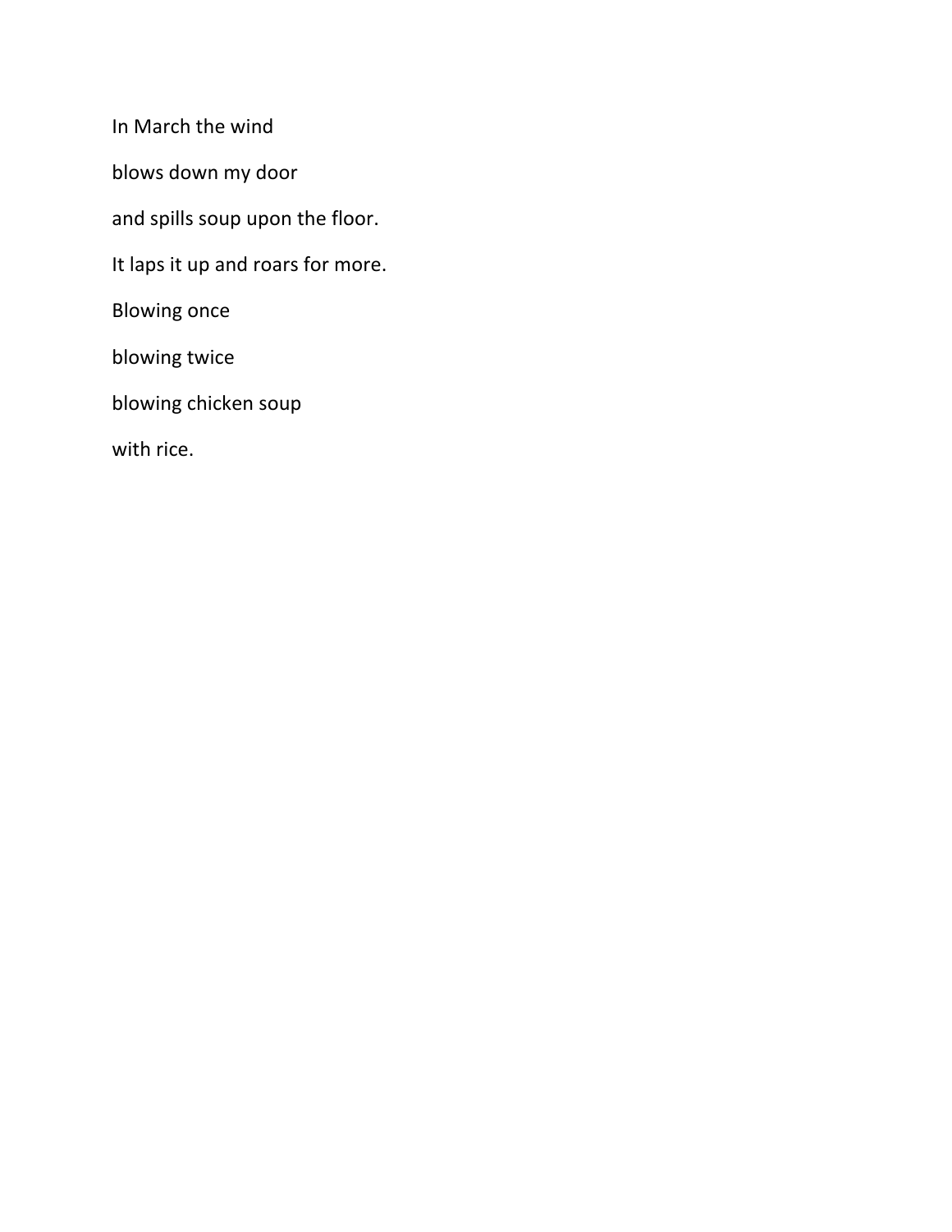In March the wind

blows down my door

and spills soup upon the floor.

It laps it up and roars for more.

Blowing once

blowing twice

blowing chicken soup

with rice.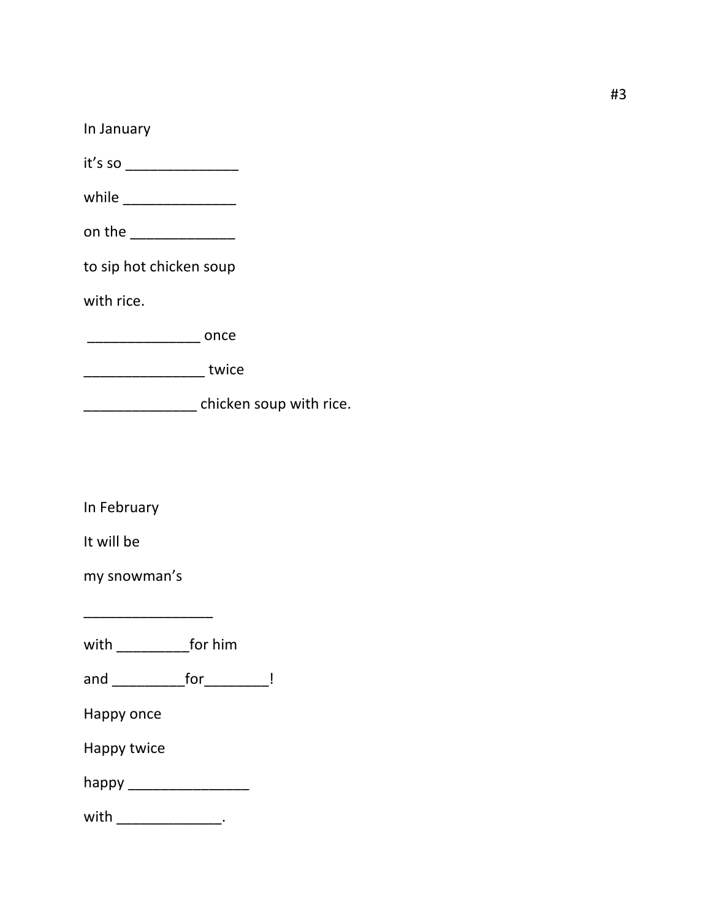#3

In January

it's so ______________

while ______________

on the _____________

to sip hot chicken soup

with rice.

______________ once

_______________ twice

______________ chicken soup with rice.

In February

It will be

my snowman's

________________

with _________for him

and _________for________!

Happy once

Happy twice

happy _______________

with _____________.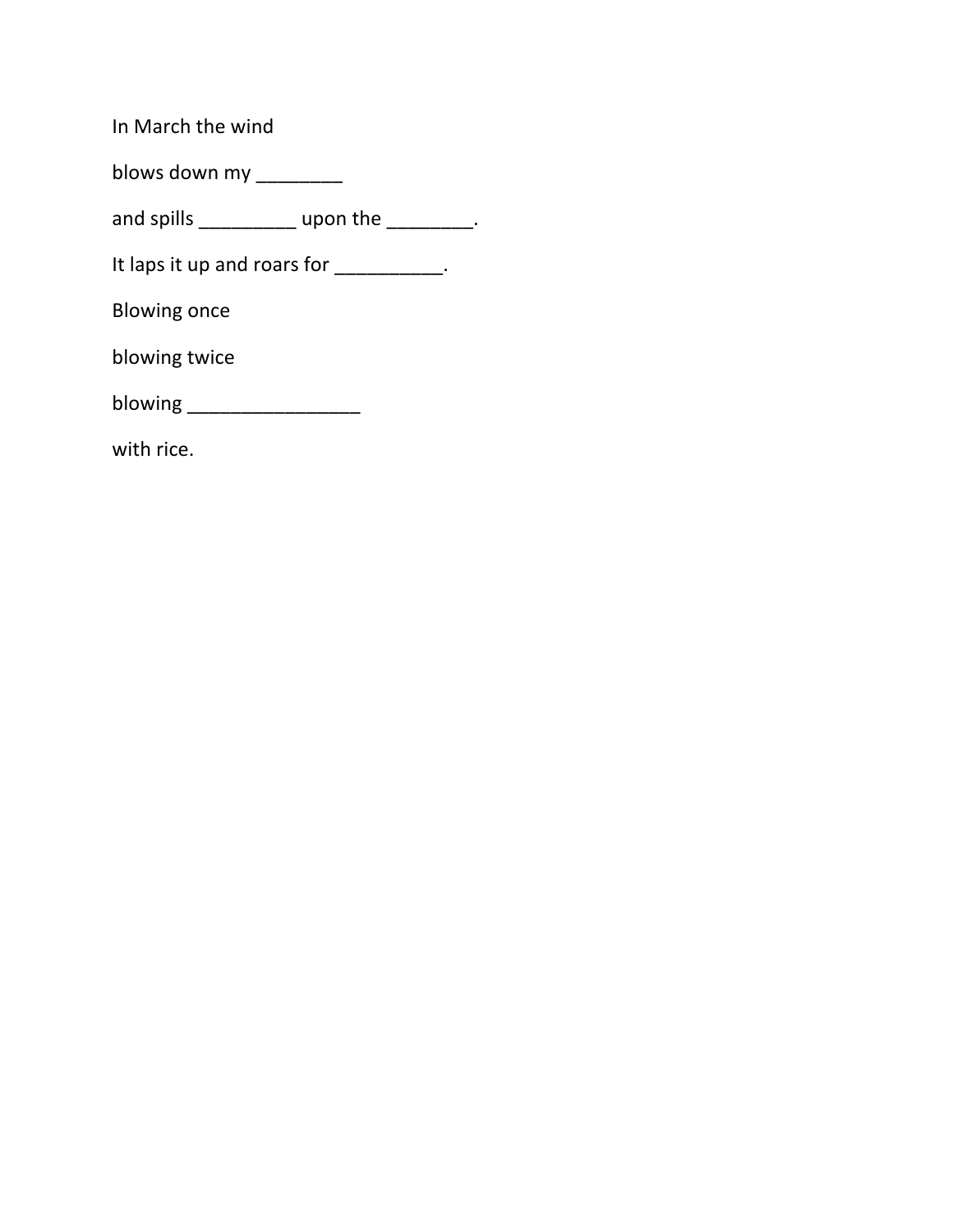In March the wind

blows down my ________

and spills _________ upon the ________.

It laps it up and roars for __________.

Blowing once

blowing twice

blowing ________________

with rice.